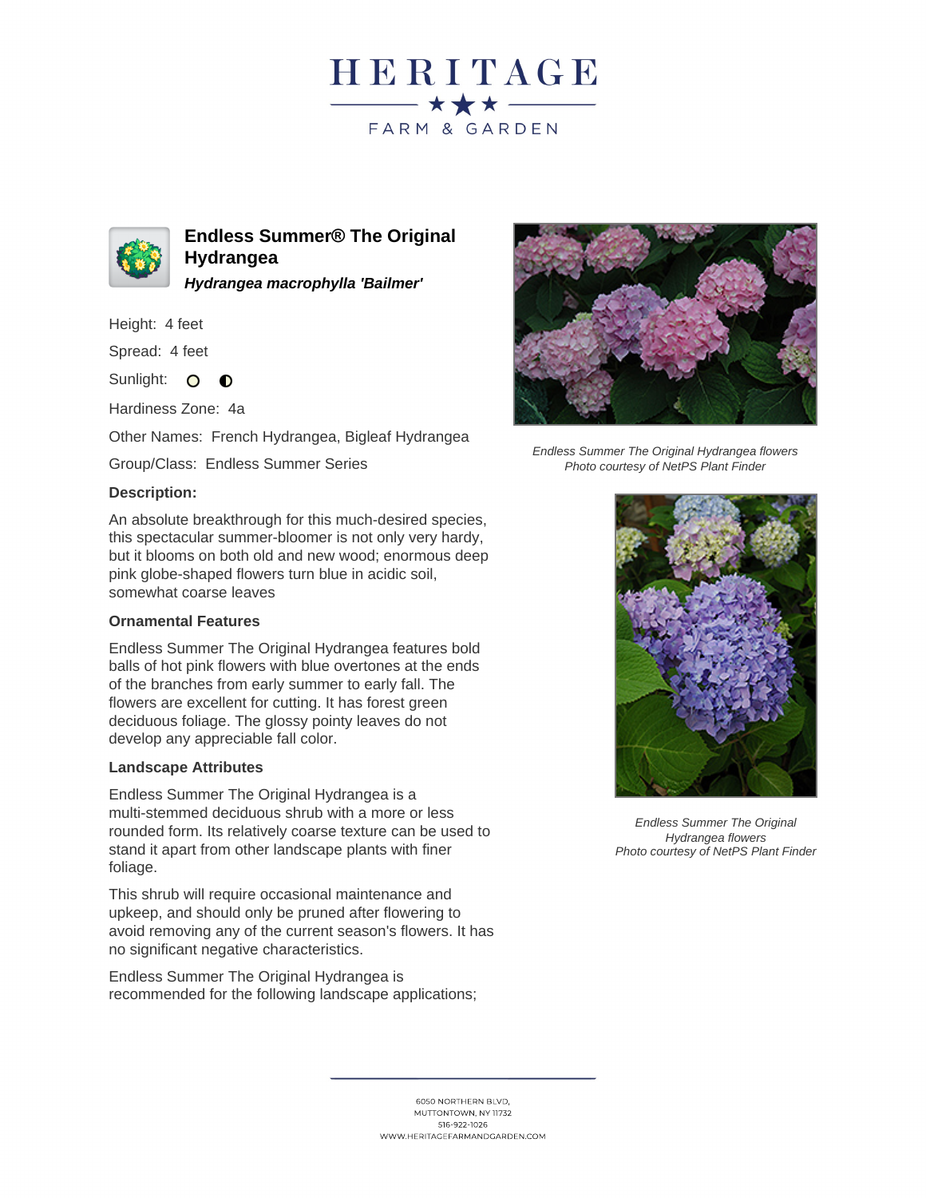# HERITAGE

FARM & GARDEN

## Endless Summer® The Original Hydrangea

***Hydrangea macrophylla 'Bailmer'***

Height: 4 feet

Spread: 4 feet

Sunlight: ○ ◐

Hardiness Zone: 4a

Other Names: French Hydrangea, Bigleaf Hydrangea

Group/Class: Endless Summer Series

### Description:

An absolute breakthrough for this much-desired species, this spectacular summer-bloomer is not only very hardy, but it blooms on both old and new wood; enormous deep pink globe-shaped flowers turn blue in acidic soil, somewhat coarse leaves

### Ornamental Features

Endless Summer The Original Hydrangea features bold balls of hot pink flowers with blue overtones at the ends of the branches from early summer to early fall. The flowers are excellent for cutting. It has forest green deciduous foliage. The glossy pointy leaves do not develop any appreciable fall color.

### Landscape Attributes

Endless Summer The Original Hydrangea is a multi-stemmed deciduous shrub with a more or less rounded form. Its relatively coarse texture can be used to stand it apart from other landscape plants with finer foliage.

This shrub will require occasional maintenance and upkeep, and should only be pruned after flowering to avoid removing any of the current season's flowers. It has no significant negative characteristics.

Endless Summer The Original Hydrangea is recommended for the following landscape applications;

*Endless Summer The Original Hydrangea flowers*
*Photo courtesy of NetPS Plant Finder*

*Endless Summer The Original Hydrangea flowers*
*Photo courtesy of NetPS Plant Finder*

6050 NORTHERN BLVD,
MUTTONTOWN, NY 11732
516-922-1026
WWW.HERITAGEFARMANDGARDEN.COM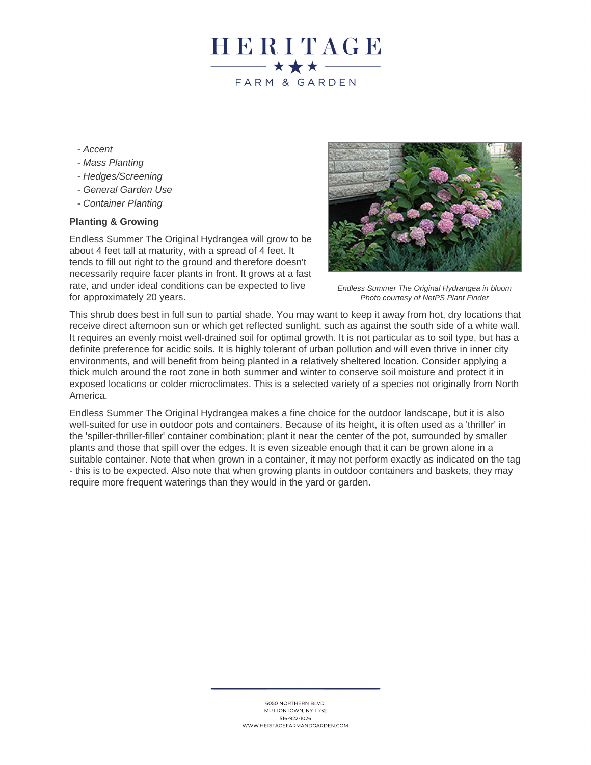- *Accent*
- *Mass Planting*
- *Hedges/Screening*
- *General Garden Use*
- *Container Planting*

**Planting & Growing**

Endless Summer The Original Hydrangea will grow to be about 4 feet tall at maturity, with a spread of 4 feet. It tends to fill out right to the ground and therefore doesn't necessarily require facer plants in front. It grows at a fast rate, and under ideal conditions can be expected to live for approximately 20 years.

*Endless Summer The Original Hydrangea in bloom*
*Photo courtesy of NetPS Plant Finder*

This shrub does best in full sun to partial shade. You may want to keep it away from hot, dry locations that receive direct afternoon sun or which get reflected sunlight, such as against the south side of a white wall. It requires an evenly moist well-drained soil for optimal growth. It is not particular as to soil type, but has a definite preference for acidic soils. It is highly tolerant of urban pollution and will even thrive in inner city environments, and will benefit from being planted in a relatively sheltered location. Consider applying a thick mulch around the root zone in both summer and winter to conserve soil moisture and protect it in exposed locations or colder microclimates. This is a selected variety of a species not originally from North America.

Endless Summer The Original Hydrangea makes a fine choice for the outdoor landscape, but it is also well-suited for use in outdoor pots and containers. Because of its height, it is often used as a 'thriller' in the 'spiller-thriller-filler' container combination; plant it near the center of the pot, surrounded by smaller plants and those that spill over the edges. It is even sizeable enough that it can be grown alone in a suitable container. Note that when grown in a container, it may not perform exactly as indicated on the tag - this is to be expected. Also note that when growing plants in outdoor containers and baskets, they may require more frequent waterings than they would in the yard or garden.